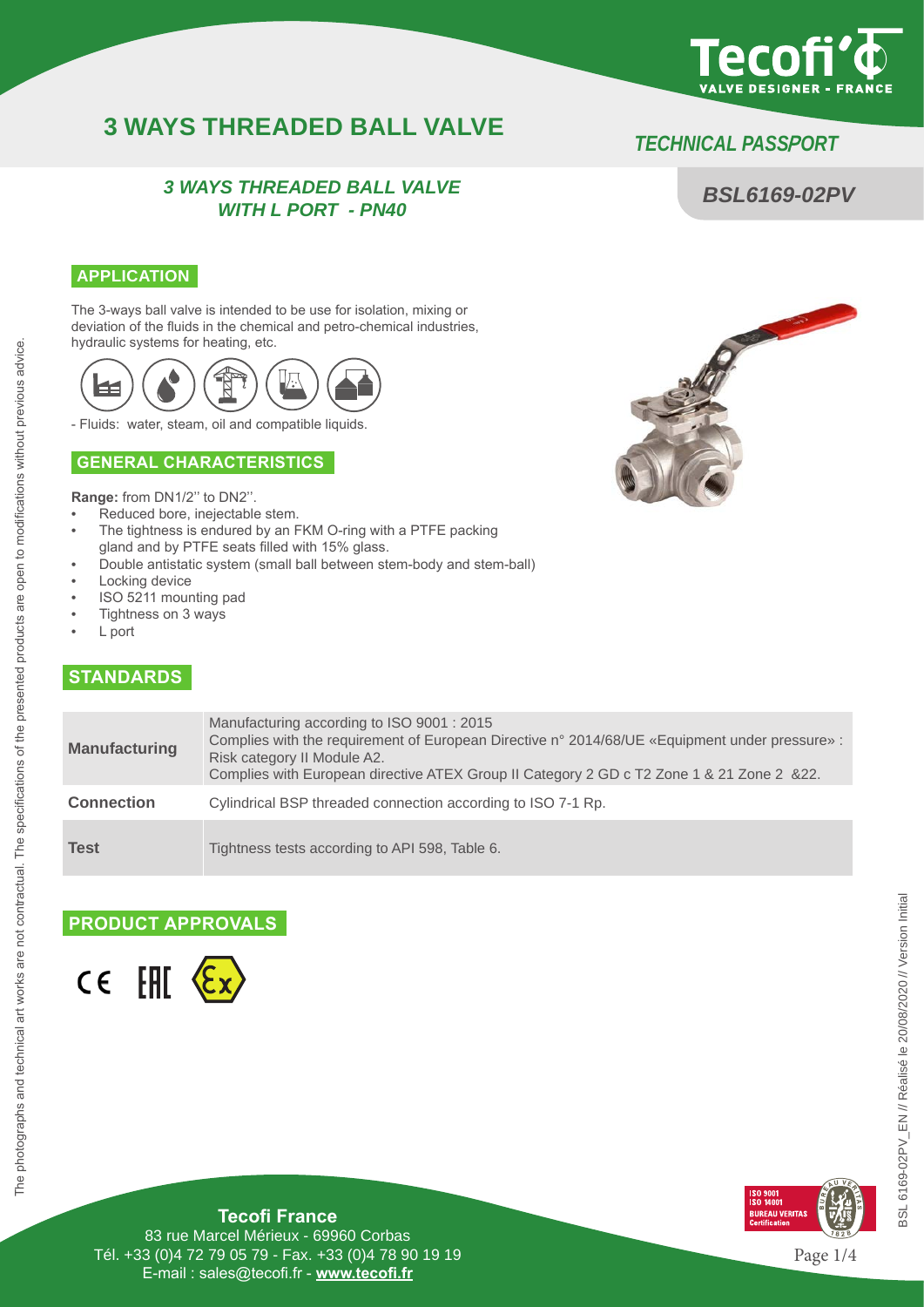# 3 WAYS THREADED BALL VALVE

*TECHNICAL PASSPORT*

***3 WAYS THREADED BALL VALVE***
***WITH L PORT - PN40***

***BSL6169-02PV***

## APPLICATION

The 3-ways ball valve is intended to be use for isolation, mixing or deviation of the fluids in the chemical and petro-chemical industries, hydraulic systems for heating, etc.

- Fluids: water, steam, oil and compatible liquids.

## GENERAL CHARACTERISTICS

**Range:** from DN1/2'' to DN2''.

- Reduced bore, inejectable stem.
- The tightness is endured by an FKM O-ring with a PTFE packing gland and by PTFE seats filled with 15% glass.
- Double antistatic system (small ball between stem-body and stem-ball)
- Locking device
- ISO 5211 mounting pad
- Tightness on 3 ways
- L port

## STANDARDS

| | |
|---|---|
| **Manufacturing** | Manufacturing according to ISO 9001 : 2015<br>Complies with the requirement of European Directive n° 2014/68/UE «Equipment under pressure» : Risk category II Module A2.<br>Complies with European directive ATEX Group II Category 2 GD c T2 Zone 1 & 21 Zone 2 &22. |
| **Connection** | Cylindrical BSP threaded connection according to ISO 7-1 Rp. |
| **Test** | Tightness tests according to API 598, Table 6. |

## PRODUCT APPROVALS

CE EAC Ex

The photographs and technical art works are not contractual. The specifications of the presented products are open to modifications without previous advice.

BSL 6169-02PV_EN // Réalisé le 20/08/2020 // Version Initial

**Tecofi France**
83 rue Marcel Mérieux - 69960 Corbas
Tél. +33 (0)4 72 79 05 79 - Fax. +33 (0)4 78 90 19 19
E-mail : sales@tecofi.fr - **www.tecofi.fr**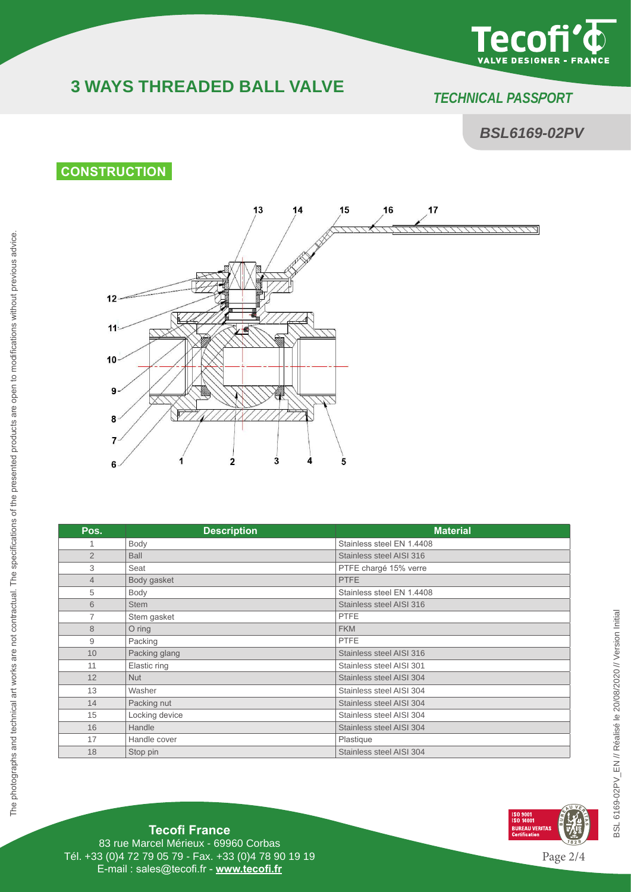# 3 WAYS THREADED BALL VALVE

*TECHNICAL PASSPORT*

***BSL6169-02PV***

## CONSTRUCTION

| Pos. | Description | Material |
|---|---|---|
| 1 | Body | Stainless steel EN 1.4408 |
| 2 | Ball | Stainless steel AISI 316 |
| 3 | Seat | PTFE chargé 15% verre |
| 4 | Body gasket | PTFE |
| 5 | Body | Stainless steel EN 1.4408 |
| 6 | Stem | Stainless steel AISI 316 |
| 7 | Stem gasket | PTFE |
| 8 | O ring | FKM |
| 9 | Packing | PTFE |
| 10 | Packing glang | Stainless steel AISI 316 |
| 11 | Elastic ring | Stainless steel AISI 301 |
| 12 | Nut | Stainless steel AISI 304 |
| 13 | Washer | Stainless steel AISI 304 |
| 14 | Packing nut | Stainless steel AISI 304 |
| 15 | Locking device | Stainless steel AISI 304 |
| 16 | Handle | Stainless steel AISI 304 |
| 17 | Handle cover | Plastique |
| 18 | Stop pin | Stainless steel AISI 304 |

The photographs and technical art works are not contractual. The specifications of the presented products are open to modifications without previous advice.

BSL 6169-02PV_EN // Réalisé le 20/08/2020 // Version Initial

**Tecofi France**
83 rue Marcel Mérieux - 69960 Corbas
Tél. +33 (0)4 72 79 05 79 - Fax. +33 (0)4 78 90 19 19
E-mail : sales@tecofi.fr - **www.tecofi.fr**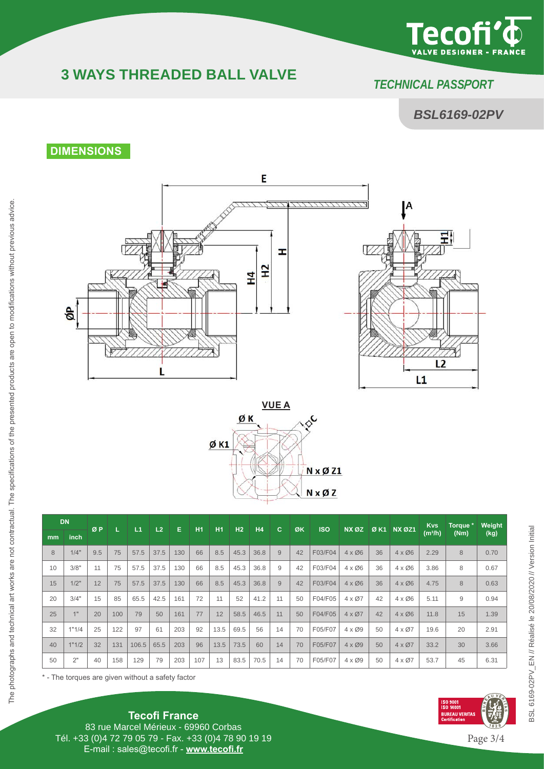# 3 WAYS THREADED BALL VALVE

*TECHNICAL PASSPORT*

*BSL6169-02PV*

## DIMENSIONS

| DN | | ØP | L | L1 | L2 | E | H1 | H1 | H2 | H4 | C | ØK | ISO | NX ØZ | Ø K1 | NX ØZ1 | Kvs (m³/h) | Torque * (Nm) | Weight (kg) |
|---|---|---|---|---|---|---|---|---|---|---|---|---|---|---|---|---|---|---|---|
| mm | inch | | | | | | | | | | | | | | | | | | |
| 8 | 1/4" | 9.5 | 75 | 57.5 | 37.5 | 130 | 66 | 8.5 | 45.3 | 36.8 | 9 | 42 | F03/F04 | 4 x Ø6 | 36 | 4 x Ø6 | 2.29 | 8 | 0.70 |
| 10 | 3/8" | 11 | 75 | 57.5 | 37.5 | 130 | 66 | 8.5 | 45.3 | 36.8 | 9 | 42 | F03/F04 | 4 x Ø6 | 36 | 4 x Ø6 | 3.86 | 8 | 0.67 |
| 15 | 1/2" | 12 | 75 | 57.5 | 37.5 | 130 | 66 | 8.5 | 45.3 | 36.8 | 9 | 42 | F03/F04 | 4 x Ø6 | 36 | 4 x Ø6 | 4.75 | 8 | 0.63 |
| 20 | 3/4" | 15 | 85 | 65.5 | 42.5 | 161 | 72 | 11 | 52 | 41.2 | 11 | 50 | F04/F05 | 4 x Ø7 | 42 | 4 x Ø6 | 5.11 | 9 | 0.94 |
| 25 | 1" | 20 | 100 | 79 | 50 | 161 | 77 | 12 | 58.5 | 46.5 | 11 | 50 | F04/F05 | 4 x Ø7 | 42 | 4 x Ø6 | 11.8 | 15 | 1.39 |
| 32 | 1"1/4 | 25 | 122 | 97 | 61 | 203 | 92 | 13.5 | 69.5 | 56 | 14 | 70 | F05/F07 | 4 x Ø9 | 50 | 4 x Ø7 | 19.6 | 20 | 2.91 |
| 40 | 1"1/2 | 32 | 131 | 106.5 | 65.5 | 203 | 96 | 13.5 | 73.5 | 60 | 14 | 70 | F05/F07 | 4 x Ø9 | 50 | 4 x Ø7 | 33.2 | 30 | 3.66 |
| 50 | 2" | 40 | 158 | 129 | 79 | 203 | 107 | 13 | 83.5 | 70.5 | 14 | 70 | F05/F07 | 4 x Ø9 | 50 | 4 x Ø7 | 53.7 | 45 | 6.31 |

* - The torques are given without a safety factor

The photographs and technical art works are not contractual. The specifications of the presented products are open to modifications without previous advice.

**Tecofi France**
83 rue Marcel Mérieux - 69960 Corbas
Tél. +33 (0)4 72 79 05 79 - Fax. +33 (0)4 78 90 19 19
E-mail : sales@tecofi.fr - **www.tecofi.fr**

BSL 6169-02PV_EN // Réalisé le 20/08/2020 // Version Initial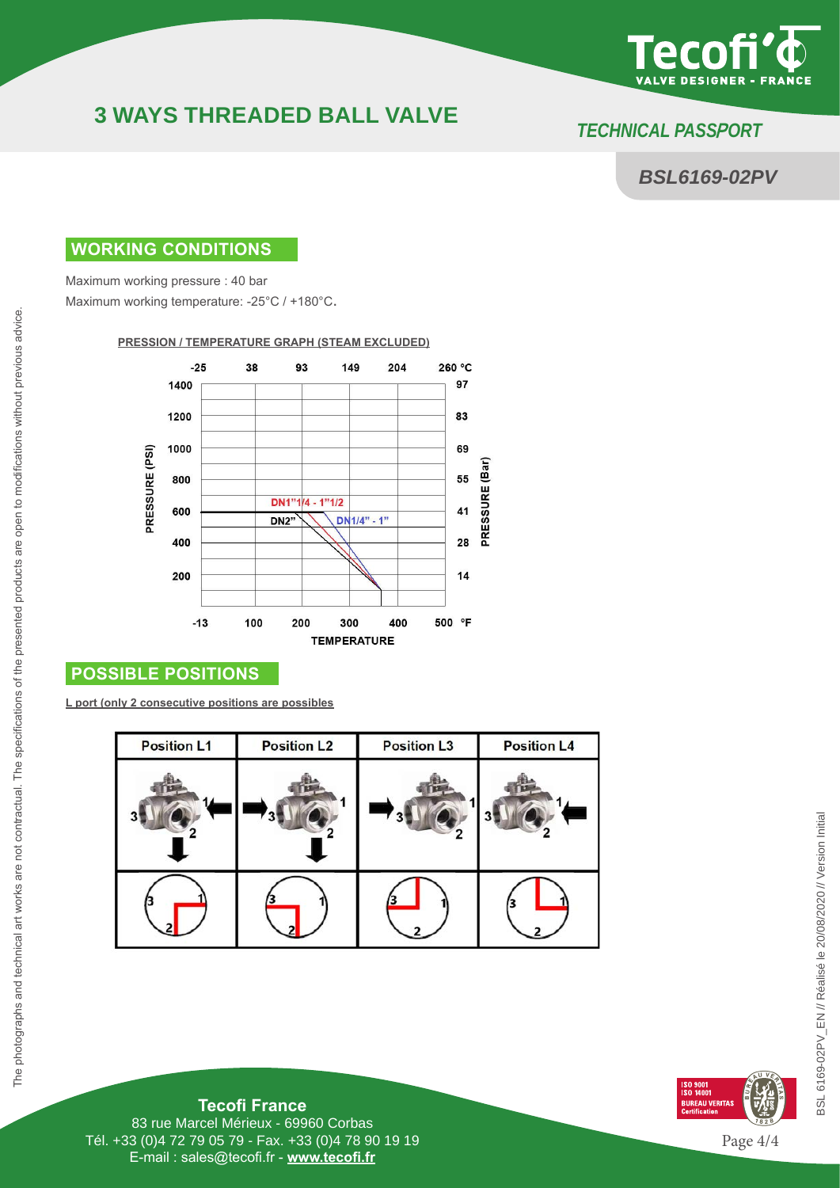# 3 WAYS THREADED BALL VALVE

*TECHNICAL PASSPORT*

***BSL6169-02PV***

## WORKING CONDITIONS

Maximum working pressure : 40 bar
Maximum working temperature: -25°C / +180°C.

PRESSION / TEMPERATURE GRAPH (STEAM EXCLUDED)

-25 38 93 149 204 260 °C

1400 1200 1000 800 600 400 200

PRESSURE (PSI)

97 83 69 55 41 28 14

PRESSURE (Bar)

DN1"1/4 - 1"1/2

DN2"

DN1/4" - 1"

-13 100 200 300 400 500 °F

TEMPERATURE

## POSSIBLE POSITIONS

L port (only 2 consecutive positions are possibles

| Position L1 | Position L2 | Position L3 | Position L4 |
|---|---|---|---|
| 3 1 2 | 3 1 2 | 3 1 2 | 3 1 2 |
| 3 1 2 | 3 1 2 | 3 1 2 | 3 1 2 |

The photographs and technical art works are not contractual. The specifications of the presented products are open to modifications without previous advice.

BSL 6169-02PV_EN // Réalisé le 20/08/2020 // Version Initial

**Tecofi France**
83 rue Marcel Mérieux - 69960 Corbas
Tél. +33 (0)4 72 79 05 79 - Fax. +33 (0)4 78 90 19 19
E-mail : sales@tecofi.fr - **www.tecofi.fr**

ISO 9001
ISO 14001
BUREAU VERITAS
Certification